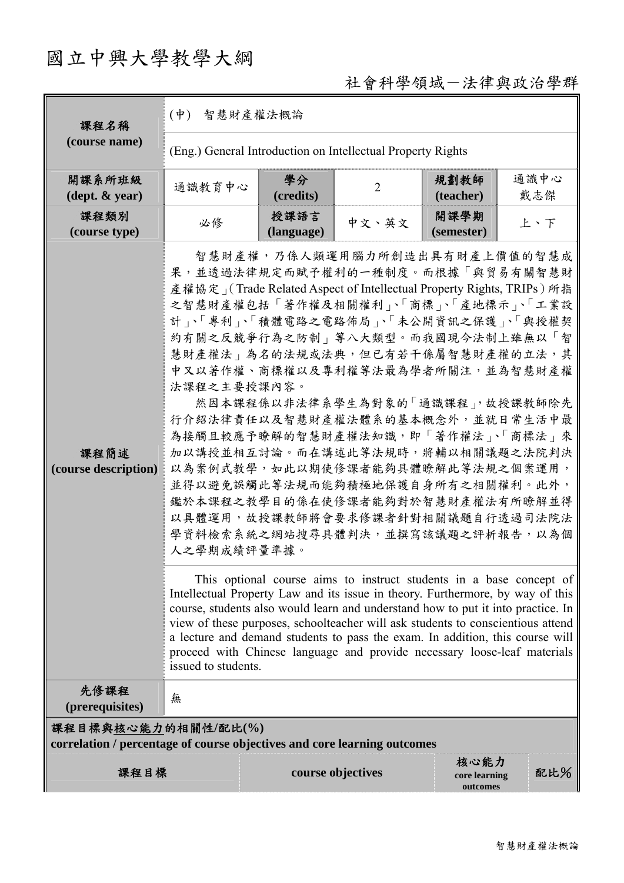# 國立中興大學教學大綱

## 社會科學領域－法律與政治學群

| 課程名稱 (course name) | (中) 智慧財產權法概論 | | | | |
|---|---|---|---|---|---|
| | (Eng.) General Introduction on Intellectual Property Rights | | | | |
| 開課系所班級 (dept. & year) | 通識教育中心 | 學分 (credits) | 2 | 規劃教師 (teacher) | 通識中心 戴志傑 |
| 課程類別 (course type) | 必修 | 授課語言 (language) | 中文、英文 | 開課學期 (semester) | 上、下 |
| 課程簡述 (course description) | 智慧財產權，乃係人類運用腦力所創造出具有財產上價值的智慧成果，並透過法律規定而賦予權利的一種制度。而根據「與貿易有關智慧財產權協定」(Trade Related Aspect of Intellectual Property Rights, TRIPs) 所指之智慧財產權包括「著作權及相關權利」、「商標」、「產地標示」、「工業設計」、「專利」、「積體電路之電路佈局」、「未公開資訊之保護」、「與授權契約有關之反競爭行為之防制」等八大類型。而我國現今法制上雖無以「智慧財產權法」為名的法規或法典，但已有若干係屬智慧財產權的立法，其中又以著作權、商標權以及專利權等法最為學者所關注，並為智慧財產權法課程之主要授課內容。<br>然因本課程係以非法律系學生為對象的「通識課程」，故授課教師除先行介紹法律責任以及智慧財產權法體系的基本概念外，並就日常生活中最為接觸且較應予瞭解的智慧財產權法知識，即「著作權法」、「商標法」來加以講授並相互討論。而在講述此等法規時，將輔以相關議題之法院判決以為案例式教學，如此以期使修課者能夠具體瞭解此等法規之個案運用，並得以避免誤觸此等法規而能夠積極地保護自身所有之相關權利。此外，鑑於本課程之教學目的係在使修課者能夠對於智慧財產權法有所瞭解並得以具體運用，故授課教師將會要求修課者針對相關議題自行透過司法院法學資料檢索系統之網站搜尋具體判決，並撰寫該議題之評析報告，以為個人之學期成績評量準據。 | | | | |
| | This optional course aims to instruct students in a base concept of Intellectual Property Law and its issue in theory. Furthermore, by way of this course, students also would learn and understand how to put it into practice. In view of these purposes, schoolteacher will ask students to conscientious attend a lecture and demand students to pass the exam. In addition, this course will proceed with Chinese language and provide necessary loose-leaf materials issued to students. | | | | |
| 先修課程 (prerequisites) | 無 | | | | |

**課程目標與核心能力的相關性/配比(%)**
**correlation / percentage of course objectives and core learning outcomes**

| 課程目標 | course objectives | 核心能力 core learning outcomes | 配比% |
|---|---|---|---|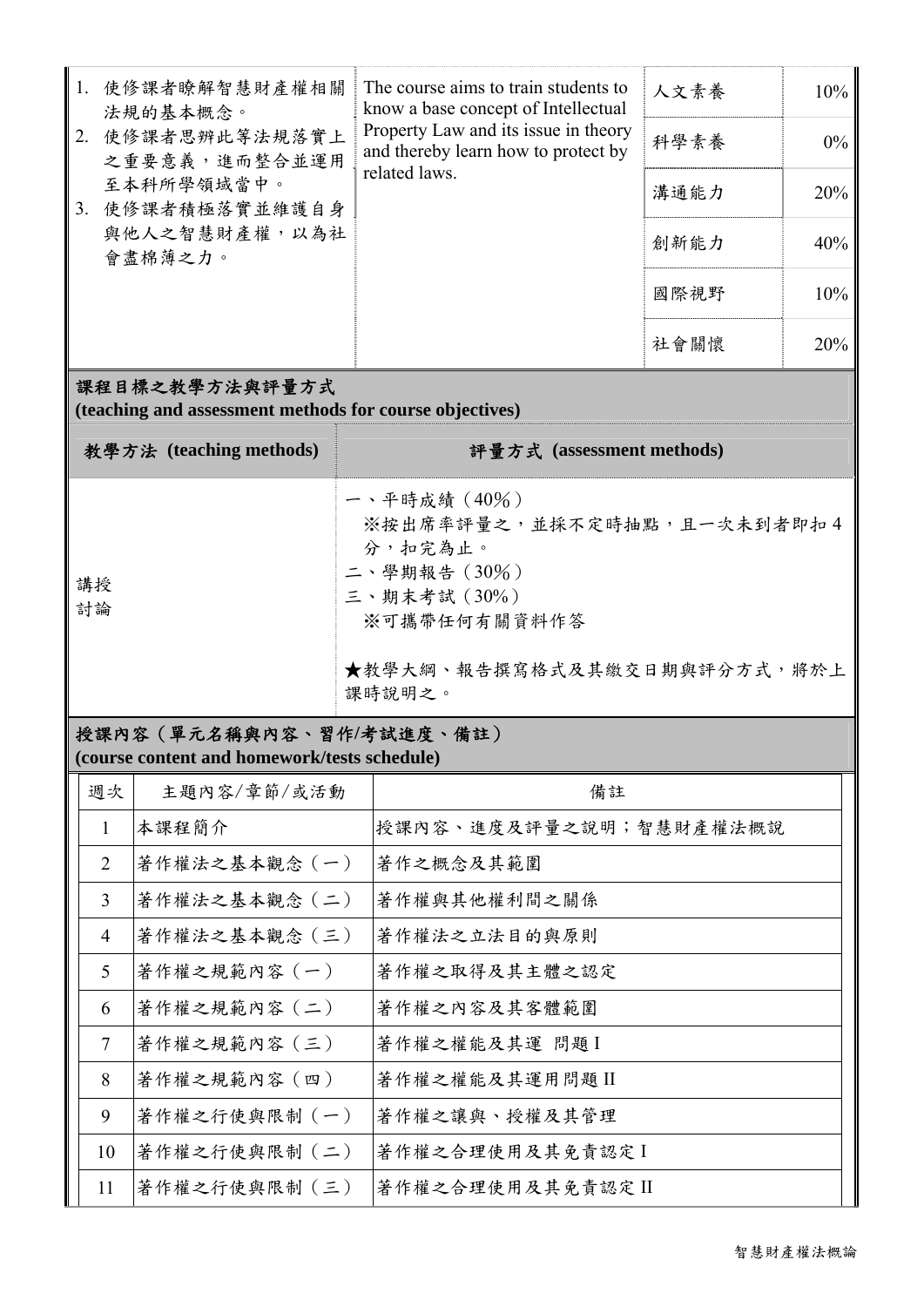| | | | |
|---|---|---|---|
| 1. 使修課者瞭解智慧財產權相關法規的基本概念。<br>2. 使修課者思辨此等法規落實上之重要意義，進而整合並運用至本科所學領域當中。<br>3. 使修課者積極落實並維護自身與他人之智慧財產權，以為社會盡棉薄之力。 | The course aims to train students to know a base concept of Intellectual Property Law and its issue in theory and thereby learn how to protect by related laws. | 人文素養 | 10% |
| | | 科學素養 | 0% |
| | | 溝通能力 | 20% |
| | | 創新能力 | 40% |
| | | 國際視野 | 10% |
| | | 社會關懷 | 20% |

## 課程目標之教學方法與評量方式 (teaching and assessment methods for course objectives)

| 教學方法 (teaching methods) | 評量方式 (assessment methods) |
|---|---|
| 講授<br>討論 | 一、平時成績（40%）<br>※按出席率評量之，並採不定時抽點，且一次未到者即扣4分，扣完為止。<br>二、學期報告（30%）<br>三、期末考試（30%）<br>※可攜帶任何有關資料作答<br><br>★教學大綱、報告撰寫格式及其繳交日期與評分方式，將於上課時說明之。 |

## 授課內容（單元名稱與內容、習作/考試進度、備註） (course content and homework/tests schedule)

| 週次 | 主題內容/章節/或活動 | 備註 |
|---|---|---|
| 1 | 本課程簡介 | 授課內容、進度及評量之說明；智慧財產權法概說 |
| 2 | 著作權法之基本觀念（一） | 著作之概念及其範圍 |
| 3 | 著作權法之基本觀念（二） | 著作權與其他權利間之關係 |
| 4 | 著作權法之基本觀念（三） | 著作權法之立法目的與原則 |
| 5 | 著作權之規範內容（一） | 著作權之取得及其主體之認定 |
| 6 | 著作權之規範內容（二） | 著作權之內容及其客體範圍 |
| 7 | 著作權之規範內容（三） | 著作權之權能及其運 問題 I |
| 8 | 著作權之規範內容（四） | 著作權之權能及其運用問題 II |
| 9 | 著作權之行使與限制（一） | 著作權之讓與、授權及其管理 |
| 10 | 著作權之行使與限制（二） | 著作權之合理使用及其免責認定 I |
| 11 | 著作權之行使與限制（三） | 著作權之合理使用及其免責認定 II |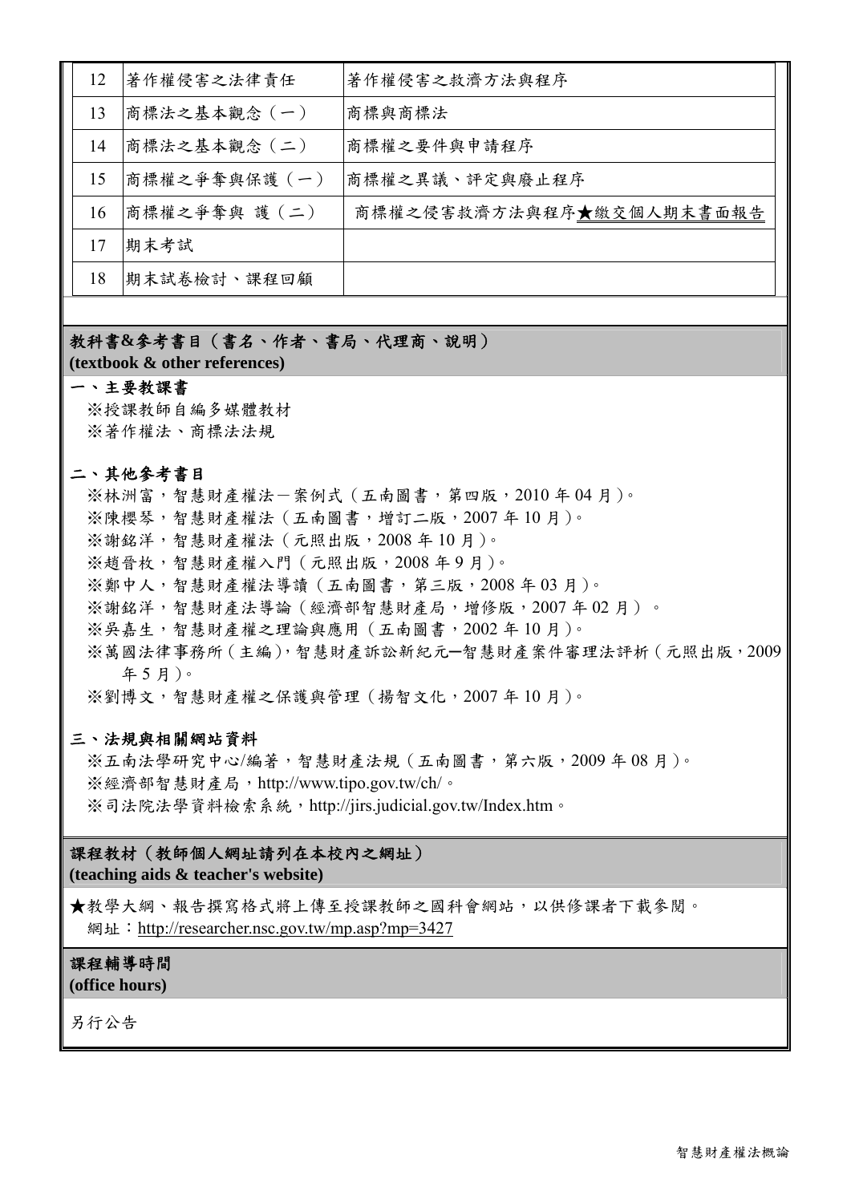| | | |
|---|---|---|
| 12 | 著作權侵害之法律責任 | 著作權侵害之救濟方法與程序 |
| 13 | 商標法之基本觀念（一） | 商標與商標法 |
| 14 | 商標法之基本觀念（二） | 商標權之要件與申請程序 |
| 15 | 商標權之爭奪與保護（一） | 商標權之異議、評定與廢止程序 |
| 16 | 商標權之爭奪與 護（二） | 商標權之侵害救濟方法與程序★繳交個人期末書面報告 |
| 17 | 期末考試 | |
| 18 | 期末試卷檢討、課程回顧 | |

## 教科書&參考書目（書名、作者、書局、代理商、說明）
**(textbook & other references)**

### 一、主要教課書

※授課教師自編多媒體教材

※著作權法、商標法法規

### 二、其他參考書目

※林洲富，智慧財產權法－案例式（五南圖書，第四版，2010 年 04 月）。

※陳櫻琴，智慧財產權法（五南圖書，增訂二版，2007 年 10 月）。

※謝銘洋，智慧財產權法（元照出版，2008 年 10 月）。

※趙晉枚，智慧財產權入門（元照出版，2008 年 9 月）。

※鄭中人，智慧財產權法導讀（五南圖書，第三版，2008 年 03 月）。

※謝銘洋，智慧財產法導論（經濟部智慧財產局，增修版，2007 年 02 月）。

※吳嘉生，智慧財產權之理論與應用（五南圖書，2002 年 10 月）。

※萬國法律事務所（主編），智慧財產訴訟新紀元─智慧財產案件審理法評析（元照出版，2009 年 5 月）。

※劉博文，智慧財產權之保護與管理（揚智文化，2007 年 10 月）。

### 三、法規與相關網站資料

※五南法學研究中心/編著，智慧財產法規（五南圖書，第六版，2009 年 08 月）。

※經濟部智慧財產局，http://www.tipo.gov.tw/ch/。

※司法院法學資料檢索系統，http://jirs.judicial.gov.tw/Index.htm。

## 課程教材（教師個人網址請列在本校內之網址）
**(teaching aids & teacher's website)**

★教學大綱、報告撰寫格式將上傳至授課教師之國科會網站，以供修課者下載參閱。
網址：http://researcher.nsc.gov.tw/mp.asp?mp=3427

## 課程輔導時間
**(office hours)**

另行公告